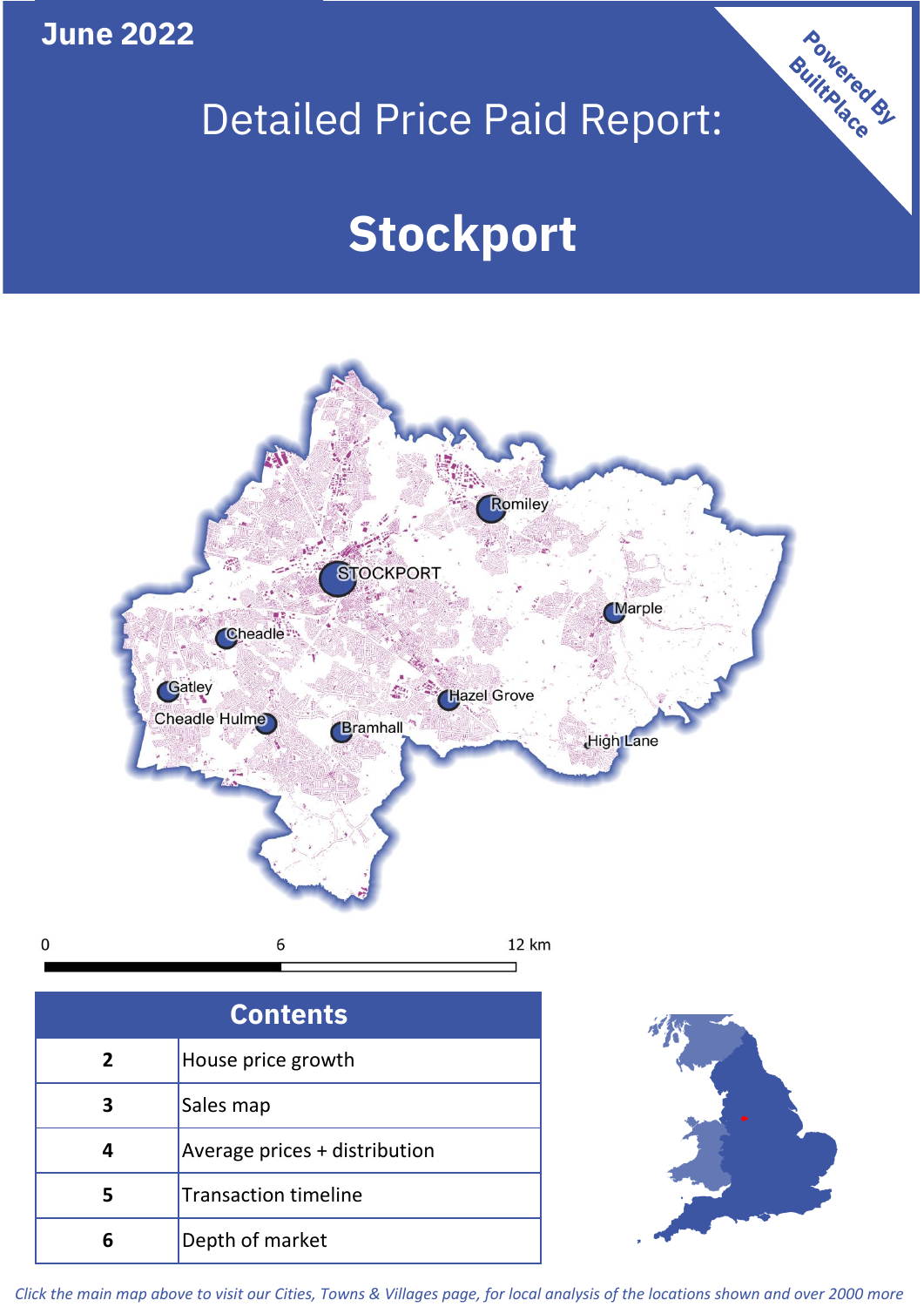**June 2022**

Powered By BuiltPlace

# Detailed Price Paid Report:

# Stockport

| Contents | |
|---|---|
| 2 | House price growth |
| 3 | Sales map |
| 4 | Average prices + distribution |
| 5 | Transaction timeline |
| 6 | Depth of market |

*Click the main map above to visit our Cities, Towns & Villages page, for local analysis of the locations shown and over 2000 more*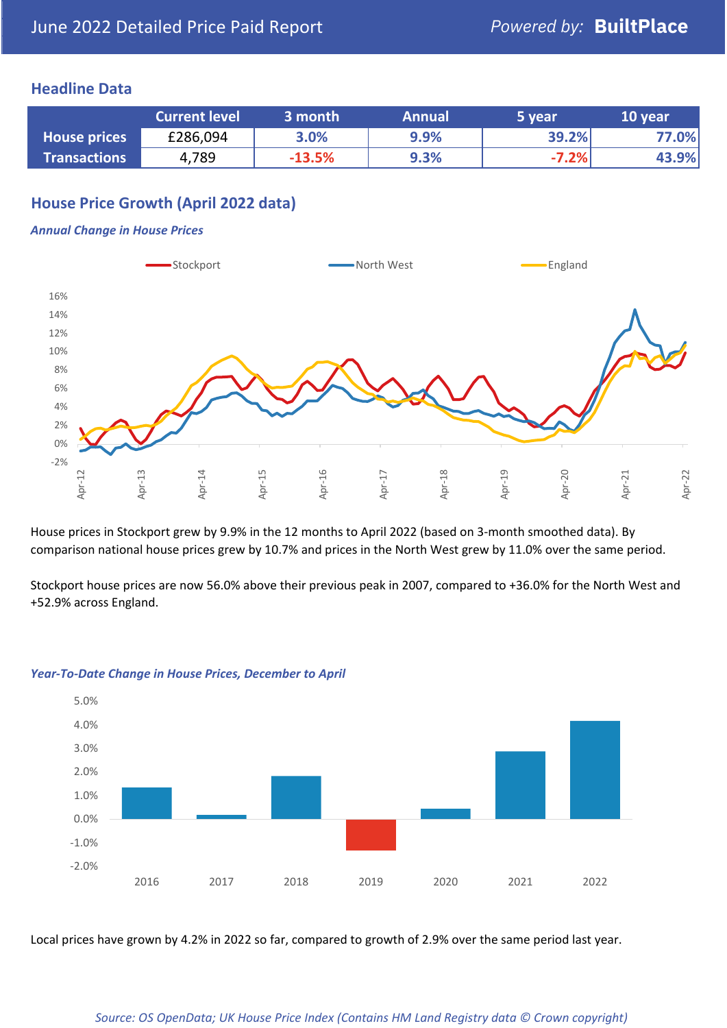## Headline Data

| | Current level | 3 month | Annual | 5 year | 10 year |
|---|---|---|---|---|---|
| **House prices** | £286,094 | 3.0% | 9.9% | 39.2% | 77.0% |
| **Transactions** | 4,789 | -13.5% | 9.3% | -7.2% | 43.9% |

## House Price Growth (April 2022 data)

*Annual Change in House Prices*

House prices in Stockport grew by 9.9% in the 12 months to April 2022 (based on 3-month smoothed data). By comparison national house prices grew by 10.7% and prices in the North West grew by 11.0% over the same period.

Stockport house prices are now 56.0% above their previous peak in 2007, compared to +36.0% for the North West and +52.9% across England.

*Year-To-Date Change in House Prices, December to April*

Local prices have grown by 4.2% in 2022 so far, compared to growth of 2.9% over the same period last year.

*Source: OS OpenData; UK House Price Index (Contains HM Land Registry data © Crown copyright)*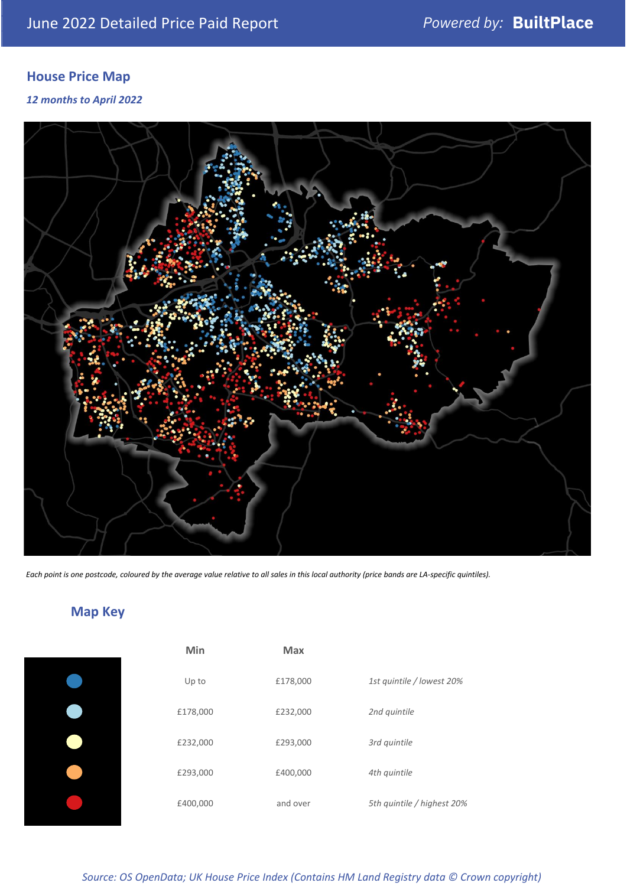June 2022 Detailed Price Paid Report

Powered by: **BuiltPlace**

## House Price Map

*12 months to April 2022*

*Each point is one postcode, coloured by the average value relative to all sales in this local authority (price bands are LA-specific quintiles).*

## Map Key

| | Min | Max | |
|---|---|---|---|
| ● | Up to | £178,000 | *1st quintile / lowest 20%* |
| ● | £178,000 | £232,000 | *2nd quintile* |
| ● | £232,000 | £293,000 | *3rd quintile* |
| ● | £293,000 | £400,000 | *4th quintile* |
| ● | £400,000 | and over | *5th quintile / highest 20%* |

*Source: OS OpenData; UK House Price Index (Contains HM Land Registry data © Crown copyright)*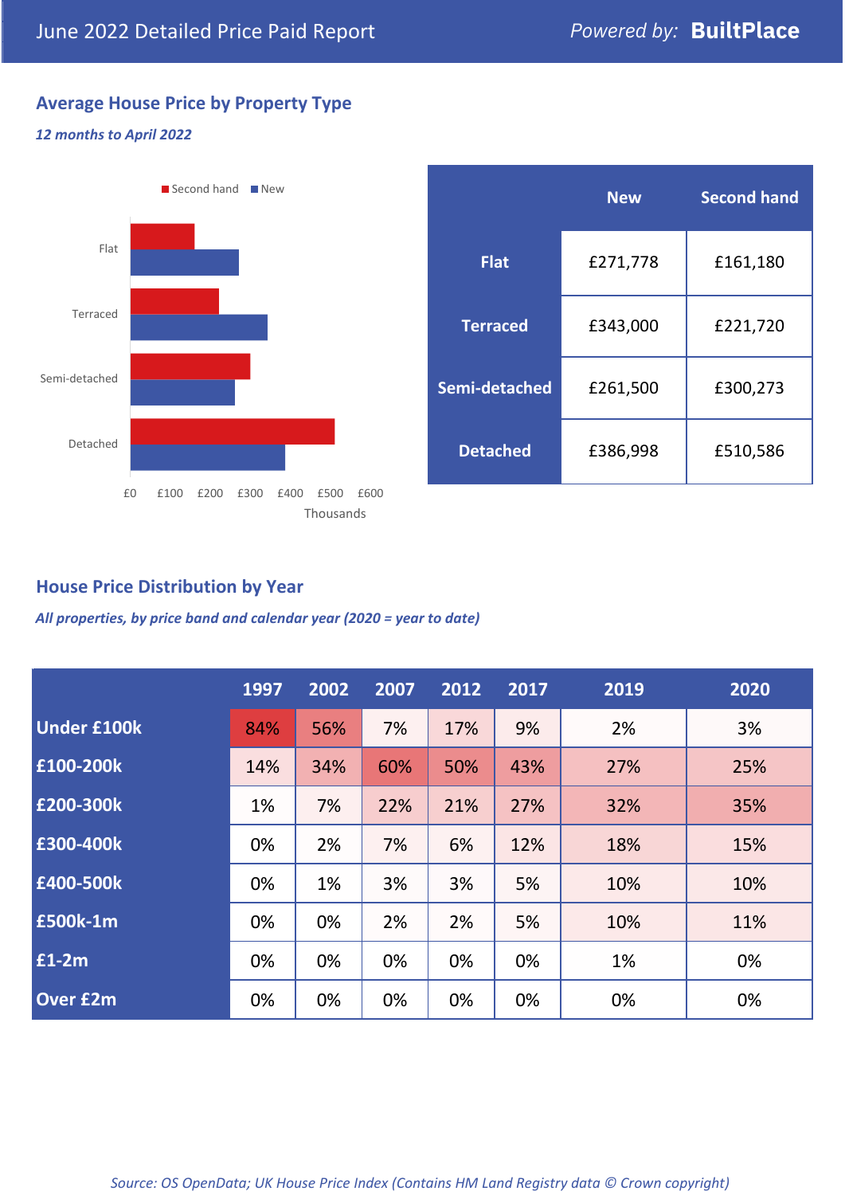June 2022 Detailed Price Paid Report

*Powered by:* **BuiltPlace**

## Average House Price by Property Type

*12 months to April 2022*

| | New | Second hand |
|---|---|---|
| **Flat** | £271,778 | £161,180 |
| **Terraced** | £343,000 | £221,720 |
| **Semi-detached** | £261,500 | £300,273 |
| **Detached** | £386,998 | £510,586 |

## House Price Distribution by Year

*All properties, by price band and calendar year (2020 = year to date)*

| | 1997 | 2002 | 2007 | 2012 | 2017 | 2019 | 2020 |
|---|---|---|---|---|---|---|---|
| **Under £100k** | 84% | 56% | 7% | 17% | 9% | 2% | 3% |
| **£100-200k** | 14% | 34% | 60% | 50% | 43% | 27% | 25% |
| **£200-300k** | 1% | 7% | 22% | 21% | 27% | 32% | 35% |
| **£300-400k** | 0% | 2% | 7% | 6% | 12% | 18% | 15% |
| **£400-500k** | 0% | 1% | 3% | 3% | 5% | 10% | 10% |
| **£500k-1m** | 0% | 0% | 2% | 2% | 5% | 10% | 11% |
| **£1-2m** | 0% | 0% | 0% | 0% | 0% | 1% | 0% |
| **Over £2m** | 0% | 0% | 0% | 0% | 0% | 0% | 0% |

*Source: OS OpenData; UK House Price Index (Contains HM Land Registry data © Crown copyright)*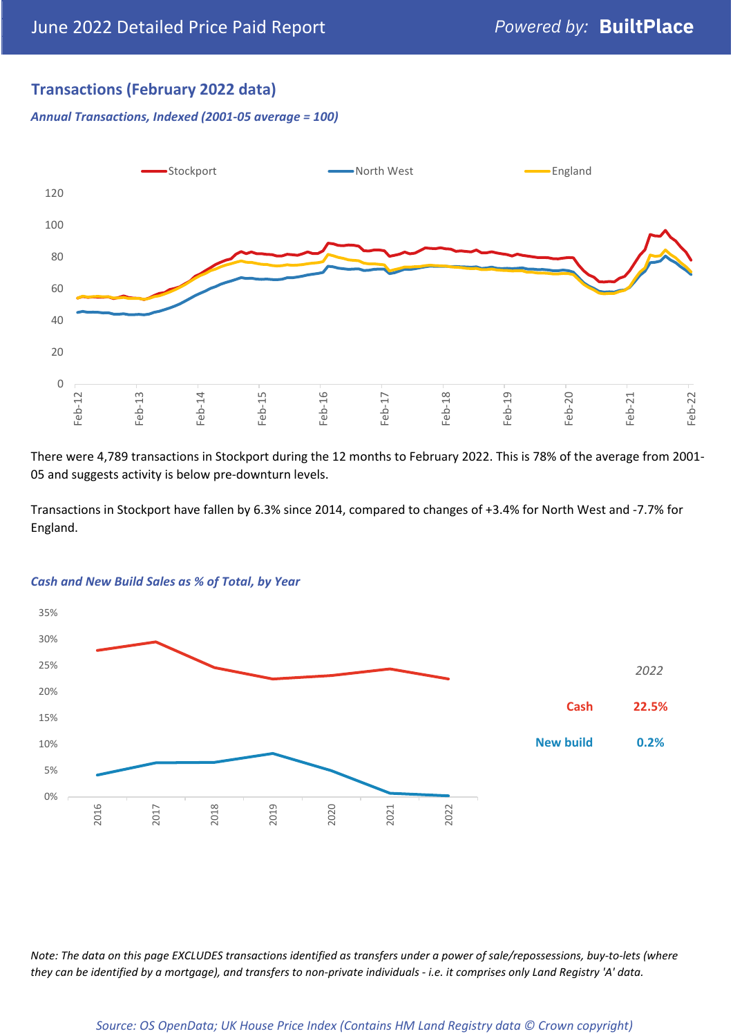## Transactions (February 2022 data)

*Annual Transactions, Indexed (2001-05 average = 100)*

There were 4,789 transactions in Stockport during the 12 months to February 2022. This is 78% of the average from 2001-05 and suggests activity is below pre-downturn levels.

Transactions in Stockport have fallen by 6.3% since 2014, compared to changes of +3.4% for North West and -7.7% for England.

*Cash and New Build Sales as % of Total, by Year*

| 2022 | |
|---|---|
| Cash | 22.5% |
| New build | 0.2% |

*Note: The data on this page EXCLUDES transactions identified as transfers under a power of sale/repossessions, buy-to-lets (where they can be identified by a mortgage), and transfers to non-private individuals - i.e. it comprises only Land Registry 'A' data.*

*Source: OS OpenData; UK House Price Index (Contains HM Land Registry data © Crown copyright)*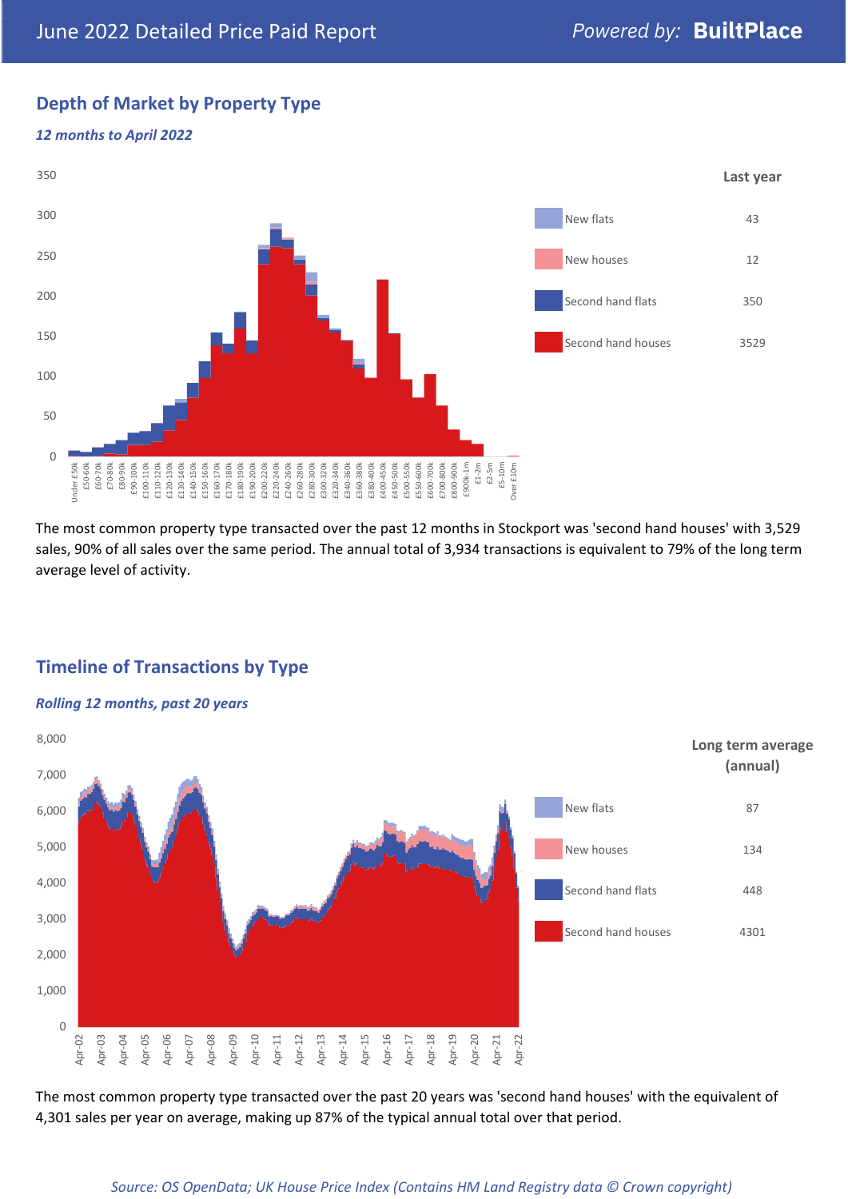June 2022 Detailed Price Paid Report

Powered by: **BuiltPlace**

## Depth of Market by Property Type

*12 months to April 2022*

350
300
250
200
150
100
50
0

Under £50k, £50-60k, £60-70k, £70-80k, £80-90k, £90-100k, £100-110k, £110-120k, £120-130k, £130-140k, £140-150k, £150-160k, £160-170k, £170-180k, £180-190k, £190-200k, £200-220k, £220-240k, £240-260k, £260-280k, £280-300k, £300-320k, £320-340k, £340-360k, £360-380k, £380-400k, £400-450k, £450-500k, £500-550k, £550-600k, £600-700k, £700-800k, £800-900k, £900k-1m, £1-2m, £2-5m, £5-10m, Over £10m

Last year

New flats 43

New houses 12

Second hand flats 350

Second hand houses 3529

The most common property type transacted over the past 12 months in Stockport was 'second hand houses' with 3,529 sales, 90% of all sales over the same period. The annual total of 3,934 transactions is equivalent to 79% of the long term average level of activity.

## Timeline of Transactions by Type

*Rolling 12 months, past 20 years*

8,000
7,000
6,000
5,000
4,000
3,000
2,000
1,000
0

Apr-02, Apr-03, Apr-04, Apr-05, Apr-06, Apr-07, Apr-08, Apr-09, Apr-10, Apr-11, Apr-12, Apr-13, Apr-14, Apr-15, Apr-16, Apr-17, Apr-18, Apr-19, Apr-20, Apr-21, Apr-22

Long term average (annual)

New flats 87

New houses 134

Second hand flats 448

Second hand houses 4301

The most common property type transacted over the past 20 years was 'second hand houses' with the equivalent of 4,301 sales per year on average, making up 87% of the typical annual total over that period.

*Source: OS OpenData; UK House Price Index (Contains HM Land Registry data © Crown copyright)*